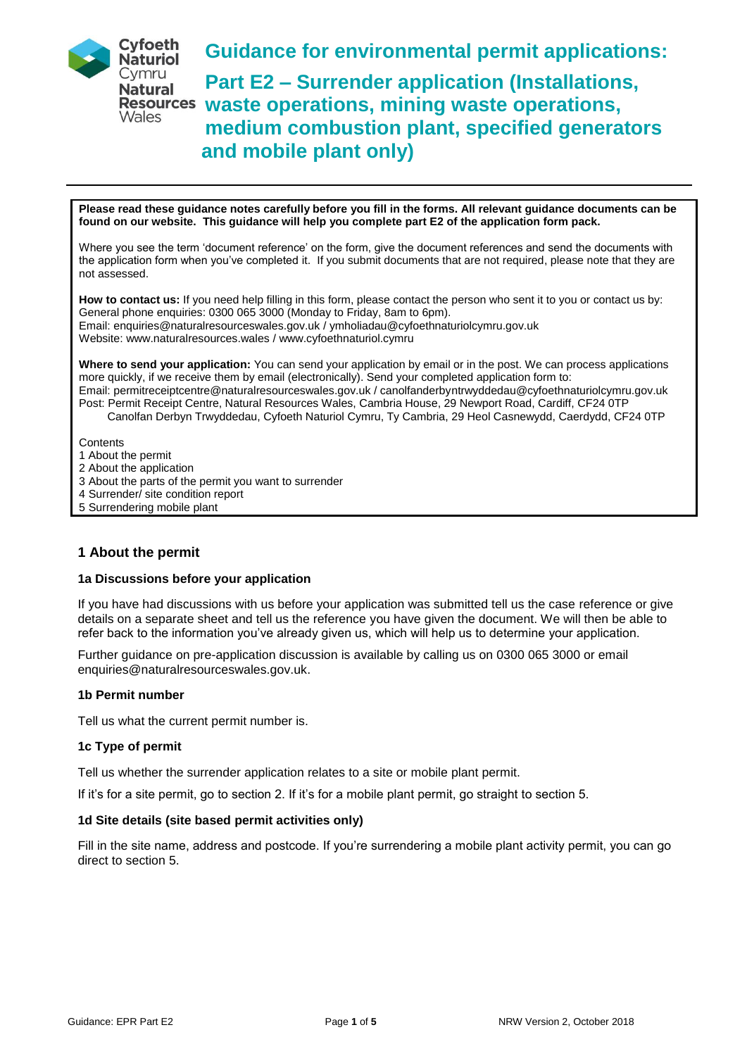# Guidance for environmental permit applications: Part E2 – Surrender application (Installations, waste operations, mining waste operations, medium combustion plant, specified generators and mobile plant only)

**Please read these guidance notes carefully before you fill in the forms. All relevant guidance documents can be found on our website. This guidance will help you complete part E2 of the application form pack.**

Where you see the term 'document reference' on the form, give the document references and send the documents with the application form when you've completed it. If you submit documents that are not required, please note that they are not assessed.

**How to contact us:** If you need help filling in this form, please contact the person who sent it to you or contact us by:
General phone enquiries: 0300 065 3000 (Monday to Friday, 8am to 6pm).
Email: enquiries@naturalresourceswales.gov.uk / ymholiadau@cyfoethnaturiolcymru.gov.uk
Website: www.naturalresources.wales / www.cyfoethnaturiol.cymru

**Where to send your application:** You can send your application by email or in the post. We can process applications more quickly, if we receive them by email (electronically). Send your completed application form to:
Email: permitreceiptcentre@naturalresourceswales.gov.uk / canolfanderbyntrwyddedau@cyfoethnaturiolcymru.gov.uk
Post: Permit Receipt Centre, Natural Resources Wales, Cambria House, 29 Newport Road, Cardiff, CF24 0TP
Canolfan Derbyn Trwyddedau, Cyfoeth Naturiol Cymru, Ty Cambria, 29 Heol Casnewydd, Caerdydd, CF24 0TP

Contents
1 About the permit
2 About the application
3 About the parts of the permit you want to surrender
4 Surrender/ site condition report
5 Surrendering mobile plant

## 1 About the permit

### 1a Discussions before your application

If you have had discussions with us before your application was submitted tell us the case reference or give details on a separate sheet and tell us the reference you have given the document. We will then be able to refer back to the information you've already given us, which will help us to determine your application.

Further guidance on pre-application discussion is available by calling us on 0300 065 3000 or email enquiries@naturalresourceswales.gov.uk.

### 1b Permit number

Tell us what the current permit number is.

### 1c Type of permit

Tell us whether the surrender application relates to a site or mobile plant permit.

If it's for a site permit, go to section 2. If it's for a mobile plant permit, go straight to section 5.

### 1d Site details (site based permit activities only)

Fill in the site name, address and postcode. If you're surrendering a mobile plant activity permit, you can go direct to section 5.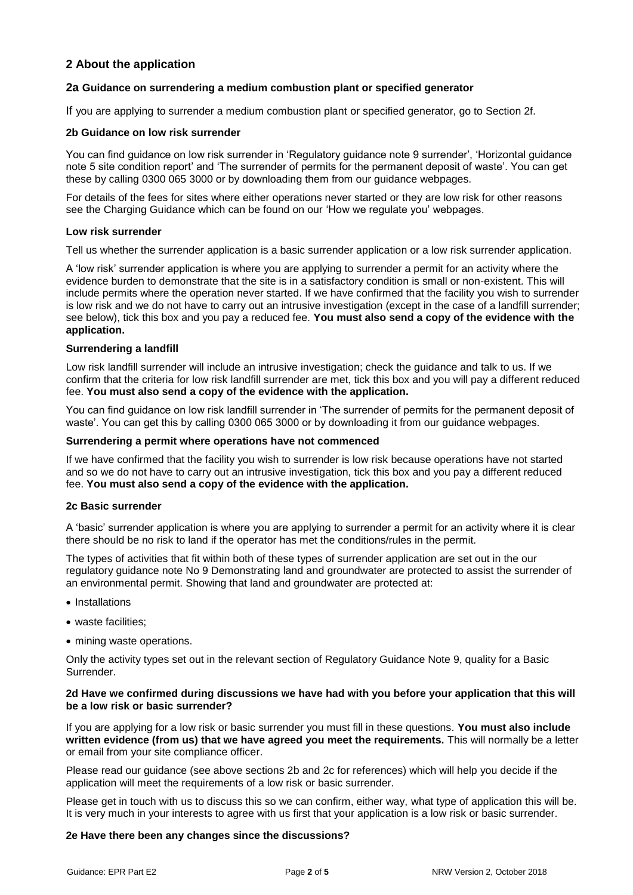## 2 About the application

### 2a Guidance on surrendering a medium combustion plant or specified generator

If you are applying to surrender a medium combustion plant or specified generator, go to Section 2f.

#### 2b Guidance on low risk surrender

You can find guidance on low risk surrender in 'Regulatory guidance note 9 surrender', 'Horizontal guidance note 5 site condition report' and 'The surrender of permits for the permanent deposit of waste'. You can get these by calling 0300 065 3000 or by downloading them from our guidance webpages.

For details of the fees for sites where either operations never started or they are low risk for other reasons see the Charging Guidance which can be found on our 'How we regulate you' webpages.

#### Low risk surrender

Tell us whether the surrender application is a basic surrender application or a low risk surrender application.

A 'low risk' surrender application is where you are applying to surrender a permit for an activity where the evidence burden to demonstrate that the site is in a satisfactory condition is small or non-existent. This will include permits where the operation never started. If we have confirmed that the facility you wish to surrender is low risk and we do not have to carry out an intrusive investigation (except in the case of a landfill surrender; see below), tick this box and you pay a reduced fee. **You must also send a copy of the evidence with the application.**

#### Surrendering a landfill

Low risk landfill surrender will include an intrusive investigation; check the guidance and talk to us. If we confirm that the criteria for low risk landfill surrender are met, tick this box and you will pay a different reduced fee. **You must also send a copy of the evidence with the application.**

You can find guidance on low risk landfill surrender in 'The surrender of permits for the permanent deposit of waste'. You can get this by calling 0300 065 3000 or by downloading it from our guidance webpages.

#### Surrendering a permit where operations have not commenced

If we have confirmed that the facility you wish to surrender is low risk because operations have not started and so we do not have to carry out an intrusive investigation, tick this box and you pay a different reduced fee. **You must also send a copy of the evidence with the application.**

#### 2c Basic surrender

A 'basic' surrender application is where you are applying to surrender a permit for an activity where it is clear there should be no risk to land if the operator has met the conditions/rules in the permit.

The types of activities that fit within both of these types of surrender application are set out in the our regulatory guidance note No 9 Demonstrating land and groundwater are protected to assist the surrender of an environmental permit. Showing that land and groundwater are protected at:

- Installations
- waste facilities;
- mining waste operations.

Only the activity types set out in the relevant section of Regulatory Guidance Note 9, quality for a Basic Surrender.

#### 2d Have we confirmed during discussions we have had with you before your application that this will be a low risk or basic surrender?

If you are applying for a low risk or basic surrender you must fill in these questions. **You must also include written evidence (from us) that we have agreed you meet the requirements.** This will normally be a letter or email from your site compliance officer.

Please read our guidance (see above sections 2b and 2c for references) which will help you decide if the application will meet the requirements of a low risk or basic surrender.

Please get in touch with us to discuss this so we can confirm, either way, what type of application this will be. It is very much in your interests to agree with us first that your application is a low risk or basic surrender.

#### 2e Have there been any changes since the discussions?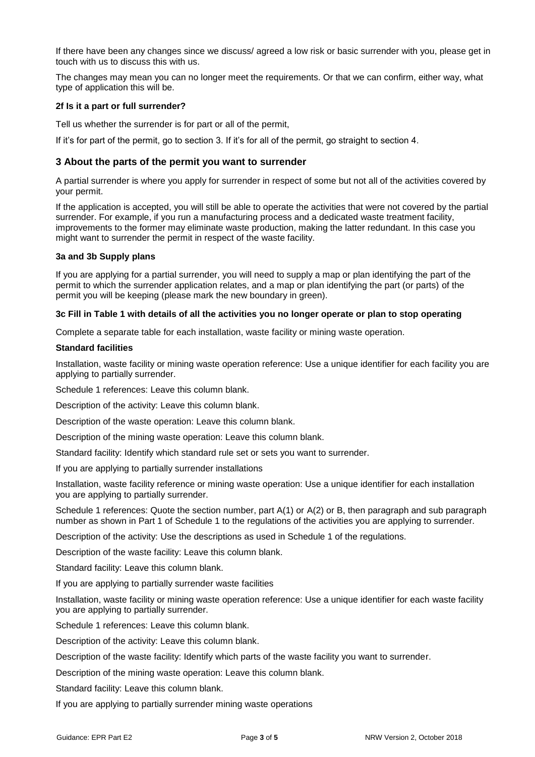If there have been any changes since we discuss/ agreed a low risk or basic surrender with you, please get in touch with us to discuss this with us.

The changes may mean you can no longer meet the requirements. Or that we can confirm, either way, what type of application this will be.

**2f Is it a part or full surrender?**

Tell us whether the surrender is for part or all of the permit,

If it's for part of the permit, go to section 3. If it's for all of the permit, go straight to section 4.

## 3 About the parts of the permit you want to surrender

A partial surrender is where you apply for surrender in respect of some but not all of the activities covered by your permit.

If the application is accepted, you will still be able to operate the activities that were not covered by the partial surrender. For example, if you run a manufacturing process and a dedicated waste treatment facility, improvements to the former may eliminate waste production, making the latter redundant. In this case you might want to surrender the permit in respect of the waste facility.

**3a and 3b Supply plans**

If you are applying for a partial surrender, you will need to supply a map or plan identifying the part of the permit to which the surrender application relates, and a map or plan identifying the part (or parts) of the permit you will be keeping (please mark the new boundary in green).

**3c Fill in Table 1 with details of all the activities you no longer operate or plan to stop operating**

Complete a separate table for each installation, waste facility or mining waste operation.

**Standard facilities**

Installation, waste facility or mining waste operation reference: Use a unique identifier for each facility you are applying to partially surrender.

Schedule 1 references: Leave this column blank.

Description of the activity: Leave this column blank.

Description of the waste operation: Leave this column blank.

Description of the mining waste operation: Leave this column blank.

Standard facility: Identify which standard rule set or sets you want to surrender.

If you are applying to partially surrender installations

Installation, waste facility reference or mining waste operation: Use a unique identifier for each installation you are applying to partially surrender.

Schedule 1 references: Quote the section number, part A(1) or A(2) or B, then paragraph and sub paragraph number as shown in Part 1 of Schedule 1 to the regulations of the activities you are applying to surrender.

Description of the activity: Use the descriptions as used in Schedule 1 of the regulations.

Description of the waste facility: Leave this column blank.

Standard facility: Leave this column blank.

If you are applying to partially surrender waste facilities

Installation, waste facility or mining waste operation reference: Use a unique identifier for each waste facility you are applying to partially surrender.

Schedule 1 references: Leave this column blank.

Description of the activity: Leave this column blank.

Description of the waste facility: Identify which parts of the waste facility you want to surrender.

Description of the mining waste operation: Leave this column blank.

Standard facility: Leave this column blank.

If you are applying to partially surrender mining waste operations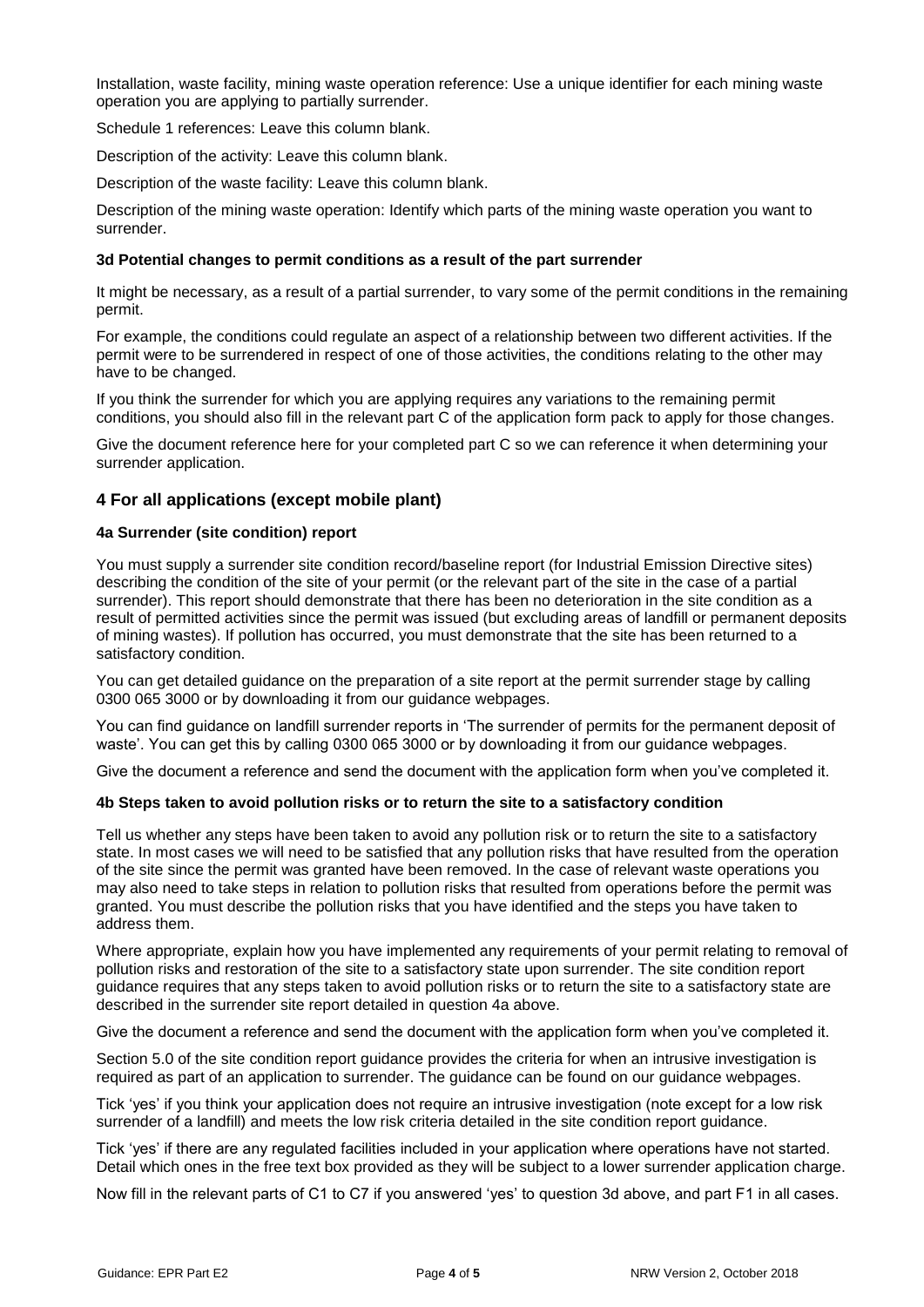Installation, waste facility, mining waste operation reference: Use a unique identifier for each mining waste operation you are applying to partially surrender.

Schedule 1 references: Leave this column blank.

Description of the activity: Leave this column blank.

Description of the waste facility: Leave this column blank.

Description of the mining waste operation: Identify which parts of the mining waste operation you want to surrender.

#### 3d Potential changes to permit conditions as a result of the part surrender

It might be necessary, as a result of a partial surrender, to vary some of the permit conditions in the remaining permit.

For example, the conditions could regulate an aspect of a relationship between two different activities. If the permit were to be surrendered in respect of one of those activities, the conditions relating to the other may have to be changed.

If you think the surrender for which you are applying requires any variations to the remaining permit conditions, you should also fill in the relevant part C of the application form pack to apply for those changes.

Give the document reference here for your completed part C so we can reference it when determining your surrender application.

## 4 For all applications (except mobile plant)

#### 4a Surrender (site condition) report

You must supply a surrender site condition record/baseline report (for Industrial Emission Directive sites) describing the condition of the site of your permit (or the relevant part of the site in the case of a partial surrender). This report should demonstrate that there has been no deterioration in the site condition as a result of permitted activities since the permit was issued (but excluding areas of landfill or permanent deposits of mining wastes). If pollution has occurred, you must demonstrate that the site has been returned to a satisfactory condition.

You can get detailed guidance on the preparation of a site report at the permit surrender stage by calling 0300 065 3000 or by downloading it from our guidance webpages.

You can find guidance on landfill surrender reports in 'The surrender of permits for the permanent deposit of waste'. You can get this by calling 0300 065 3000 or by downloading it from our guidance webpages.

Give the document a reference and send the document with the application form when you've completed it.

#### 4b Steps taken to avoid pollution risks or to return the site to a satisfactory condition

Tell us whether any steps have been taken to avoid any pollution risk or to return the site to a satisfactory state. In most cases we will need to be satisfied that any pollution risks that have resulted from the operation of the site since the permit was granted have been removed. In the case of relevant waste operations you may also need to take steps in relation to pollution risks that resulted from operations before the permit was granted. You must describe the pollution risks that you have identified and the steps you have taken to address them.

Where appropriate, explain how you have implemented any requirements of your permit relating to removal of pollution risks and restoration of the site to a satisfactory state upon surrender. The site condition report guidance requires that any steps taken to avoid pollution risks or to return the site to a satisfactory state are described in the surrender site report detailed in question 4a above.

Give the document a reference and send the document with the application form when you've completed it.

Section 5.0 of the site condition report guidance provides the criteria for when an intrusive investigation is required as part of an application to surrender. The guidance can be found on our guidance webpages.

Tick 'yes' if you think your application does not require an intrusive investigation (note except for a low risk surrender of a landfill) and meets the low risk criteria detailed in the site condition report guidance.

Tick 'yes' if there are any regulated facilities included in your application where operations have not started. Detail which ones in the free text box provided as they will be subject to a lower surrender application charge.

Now fill in the relevant parts of C1 to C7 if you answered 'yes' to question 3d above, and part F1 in all cases.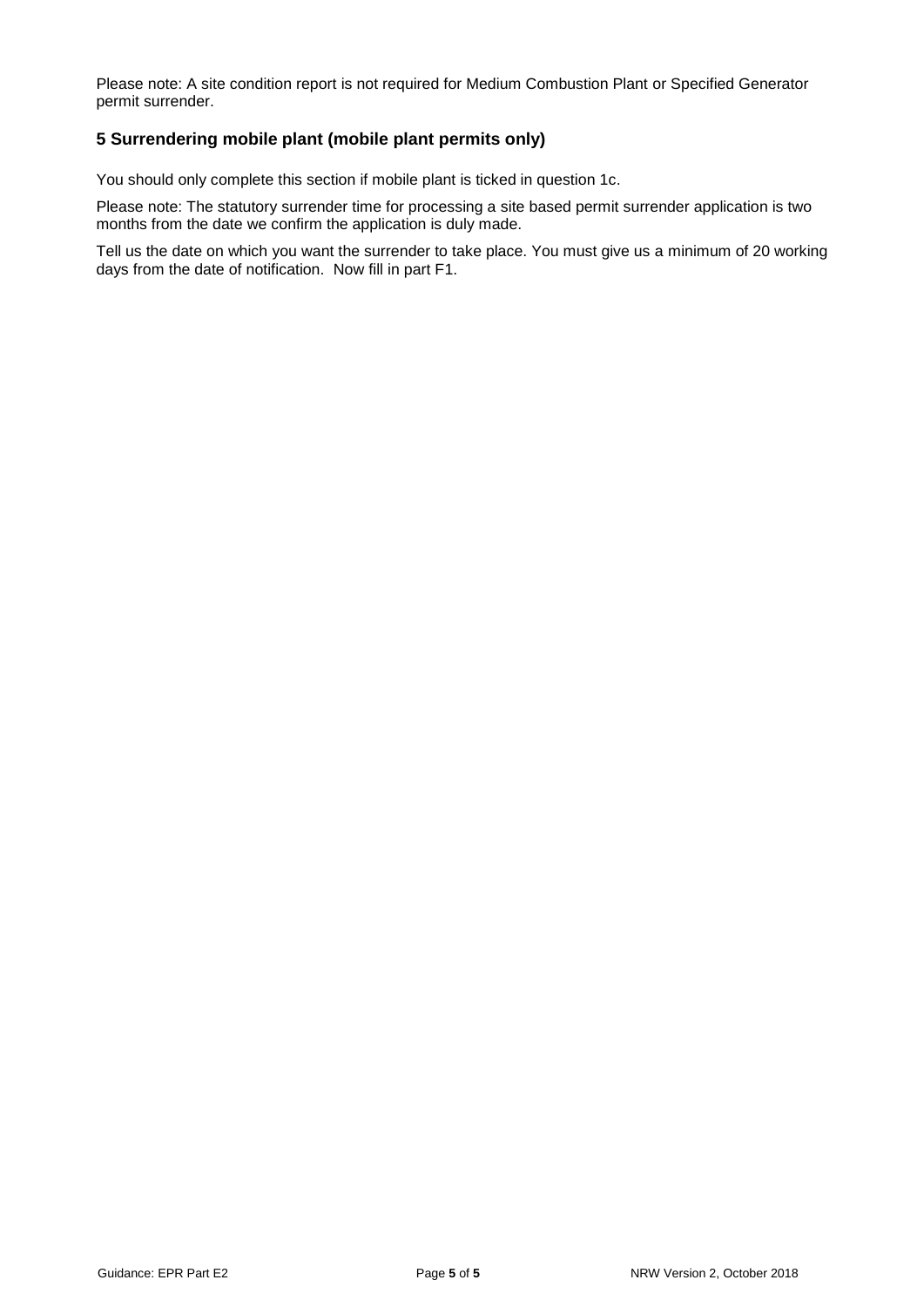Please note: A site condition report is not required for Medium Combustion Plant or Specified Generator permit surrender.

## 5 Surrendering mobile plant (mobile plant permits only)

You should only complete this section if mobile plant is ticked in question 1c.

Please note: The statutory surrender time for processing a site based permit surrender application is two months from the date we confirm the application is duly made.

Tell us the date on which you want the surrender to take place. You must give us a minimum of 20 working days from the date of notification. Now fill in part F1.